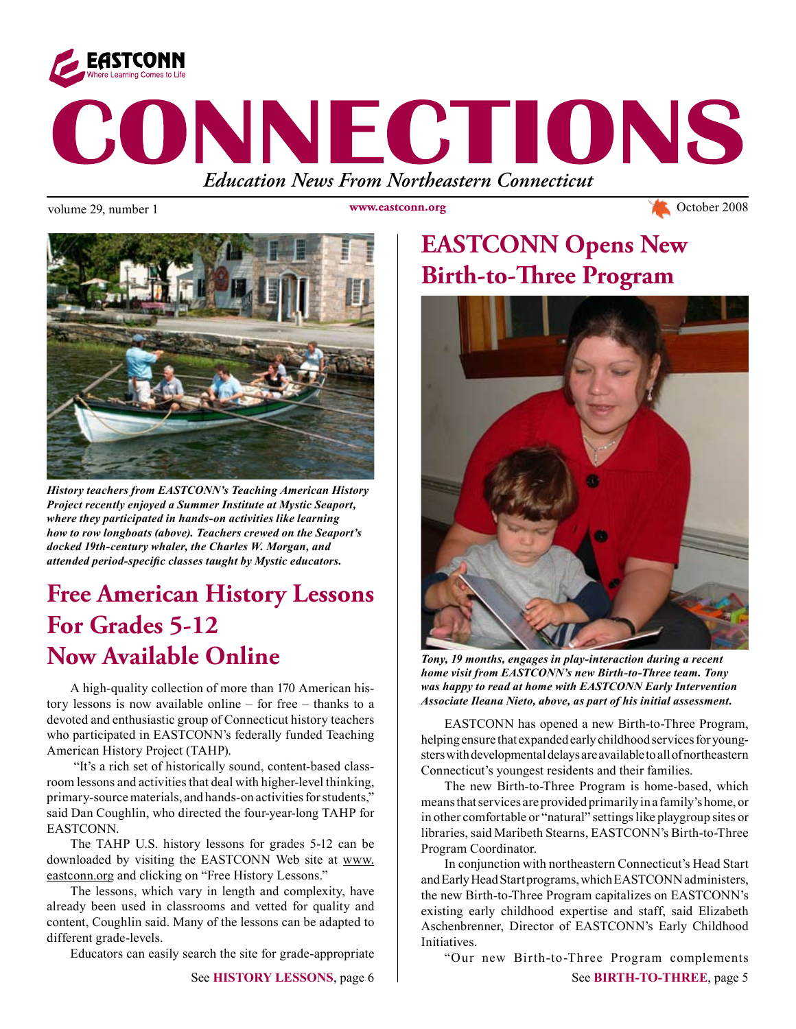EASTCONN
Where Learning Comes to Life

# CONNECTIONS

*Education News From Northeastern Connecticut*

volume 29, number 1 www.eastconn.org October 2008

***History teachers from EASTCONN's Teaching American History Project recently enjoyed a Summer Institute at Mystic Seaport, where they participated in hands-on activities like learning how to row longboats (above). Teachers crewed on the Seaport's docked 19th-century whaler, the Charles W. Morgan, and attended period-specific classes taught by Mystic educators.***

## Free American History Lessons For Grades 5-12 Now Available Online

A high-quality collection of more than 170 American history lessons is now available online – for free – thanks to a devoted and enthusiastic group of Connecticut history teachers who participated in EASTCONN's federally funded Teaching American History Project (TAHP).

"It's a rich set of historically sound, content-based classroom lessons and activities that deal with higher-level thinking, primary-source materials, and hands-on activities for students," said Dan Coughlin, who directed the four-year-long TAHP for EASTCONN.

The TAHP U.S. history lessons for grades 5-12 can be downloaded by visiting the EASTCONN Web site at www.eastconn.org and clicking on "Free History Lessons."

The lessons, which vary in length and complexity, have already been used in classrooms and vetted for quality and content, Coughlin said. Many of the lessons can be adapted to different grade-levels.

Educators can easily search the site for grade-appropriate

See **HISTORY LESSONS**, page 6

## EASTCONN Opens New Birth-to-Three Program

***Tony, 19 months, engages in play-interaction during a recent home visit from EASTCONN's new Birth-to-Three team. Tony was happy to read at home with EASTCONN Early Intervention Associate Ileana Nieto, above, as part of his initial assessment.***

EASTCONN has opened a new Birth-to-Three Program, helping ensure that expanded early childhood services for youngsters with developmental delays are available to all of northeastern Connecticut's youngest residents and their families.

The new Birth-to-Three Program is home-based, which means that services are provided primarily in a family's home, or in other comfortable or "natural" settings like playgroup sites or libraries, said Maribeth Stearns, EASTCONN's Birth-to-Three Program Coordinator.

In conjunction with northeastern Connecticut's Head Start and Early Head Start programs, which EASTCONN administers, the new Birth-to-Three Program capitalizes on EASTCONN's existing early childhood expertise and staff, said Elizabeth Aschenbrenner, Director of EASTCONN's Early Childhood Initiatives.

"Our new Birth-to-Three Program complements

See **BIRTH-TO-THREE**, page 5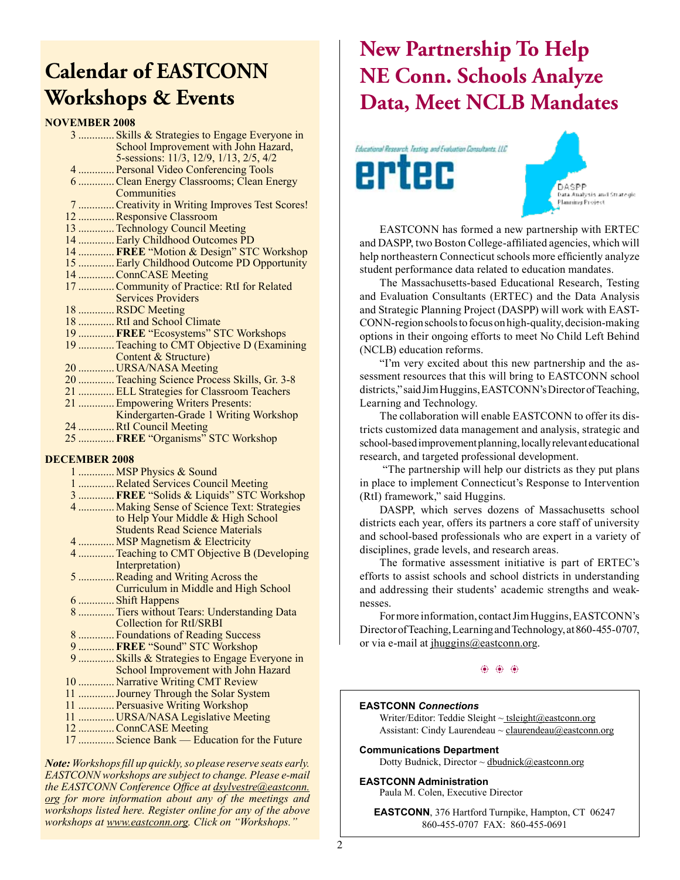# Calendar of EASTCONN Workshops & Events

**NOVEMBER 2008**

- 3 ............. Skills & Strategies to Engage Everyone in School Improvement with John Hazard, 5-sessions: 11/3, 12/9, 1/13, 2/5, 4/2
- 4 ............. Personal Video Conferencing Tools
- 6 ............. Clean Energy Classrooms; Clean Energy Communities
- 7 ............. Creativity in Writing Improves Test Scores!
- 12 ............. Responsive Classroom
- 13 ............. Technology Council Meeting
- 14 ............. Early Childhood Outcomes PD
- 14 ............. **FREE** "Motion & Design" STC Workshop
- 15 ............. Early Childhood Outcome PD Opportunity
- 14 ............. ConnCASE Meeting
- 17 ............. Community of Practice: RtI for Related Services Providers
- 18 ............. RSDC Meeting
- 18 ............. RtI and School Climate
- 19 ............. **FREE** "Ecosystems" STC Workshops
- 19 ............. Teaching to CMT Objective D (Examining Content & Structure)
- 20 ............. URSA/NASA Meeting
- 20 ............. Teaching Science Process Skills, Gr. 3-8
- 21 ............. ELL Strategies for Classroom Teachers
- 21 ............. Empowering Writers Presents: Kindergarten-Grade 1 Writing Workshop
- 24 ............. RtI Council Meeting
- 25 ............. **FREE** "Organisms" STC Workshop

**DECEMBER 2008**

- 1 ............. MSP Physics & Sound
- 1 ............. Related Services Council Meeting
- 3 ............. **FREE** "Solids & Liquids" STC Workshop
- 4 ............. Making Sense of Science Text: Strategies to Help Your Middle & High School Students Read Science Materials
- 4 ............. MSP Magnetism & Electricity
- 4 ............. Teaching to CMT Objective B (Developing Interpretation)
- 5 ............. Reading and Writing Across the Curriculum in Middle and High School
- 6 ............. Shift Happens
- 8 ............. Tiers without Tears: Understanding Data Collection for RtI/SRBI
- 8 ............. Foundations of Reading Success
- 9 ............. **FREE** "Sound" STC Workshop
- 9 ............. Skills & Strategies to Engage Everyone in School Improvement with John Hazard
- 10 ............. Narrative Writing CMT Review
- 11 ............. Journey Through the Solar System
- 11 ............. Persuasive Writing Workshop
- 11 ............. URSA/NASA Legislative Meeting
- 12 ............. ConnCASE Meeting
- 17 ............. Science Bank — Education for the Future

***Note:*** *Workshops fill up quickly, so please reserve seats early. EASTCONN workshops are subject to change. Please e-mail the EASTCONN Conference Office at dsylvestre@eastconn.org for more information about any of the meetings and workshops listed here. Register online for any of the above workshops at www.eastconn.org. Click on "Workshops."*

# New Partnership To Help NE Conn. Schools Analyze Data, Meet NCLB Mandates

Educational Research, Testing and Evaluation Consultants, LLC — ertec

DASPP — Data Analysis and Strategic Planning Project

EASTCONN has formed a new partnership with ERTEC and DASPP, two Boston College-affiliated agencies, which will help northeastern Connecticut schools more efficiently analyze student performance data related to education mandates.

The Massachusetts-based Educational Research, Testing and Evaluation Consultants (ERTEC) and the Data Analysis and Strategic Planning Project (DASPP) will work with EASTCONN-region schools to focus on high-quality, decision-making options in their ongoing efforts to meet No Child Left Behind (NCLB) education reforms.

"I'm very excited about this new partnership and the assessment resources that this will bring to EASTCONN school districts," said Jim Huggins, EASTCONN's Director of Teaching, Learning and Technology.

The collaboration will enable EASTCONN to offer its districts customized data management and analysis, strategic and school-based improvement planning, locally relevant educational research, and targeted professional development.

"The partnership will help our districts as they put plans in place to implement Connecticut's Response to Intervention (RtI) framework," said Huggins.

DASPP, which serves dozens of Massachusetts school districts each year, offers its partners a core staff of university and school-based professionals who are expert in a variety of disciplines, grade levels, and research areas.

The formative assessment initiative is part of ERTEC's efforts to assist schools and school districts in understanding and addressing their students' academic strengths and weaknesses.

For more information, contact Jim Huggins, EASTCONN's Director of Teaching, Learning and Technology, at 860-455-0707, or via e-mail at jhuggins@eastconn.org.

**EASTCONN *Connections***
Writer/Editor: Teddie Sleight ~ tsleight@eastconn.org
Assistant: Cindy Laurendeau ~ claurendeau@eastconn.org

**Communications Department**
Dotty Budnick, Director ~ dbudnick@eastconn.org

**EASTCONN Administration**
Paula M. Colen, Executive Director

**EASTCONN**, 376 Hartford Turnpike, Hampton, CT 06247
860-455-0707 FAX: 860-455-0691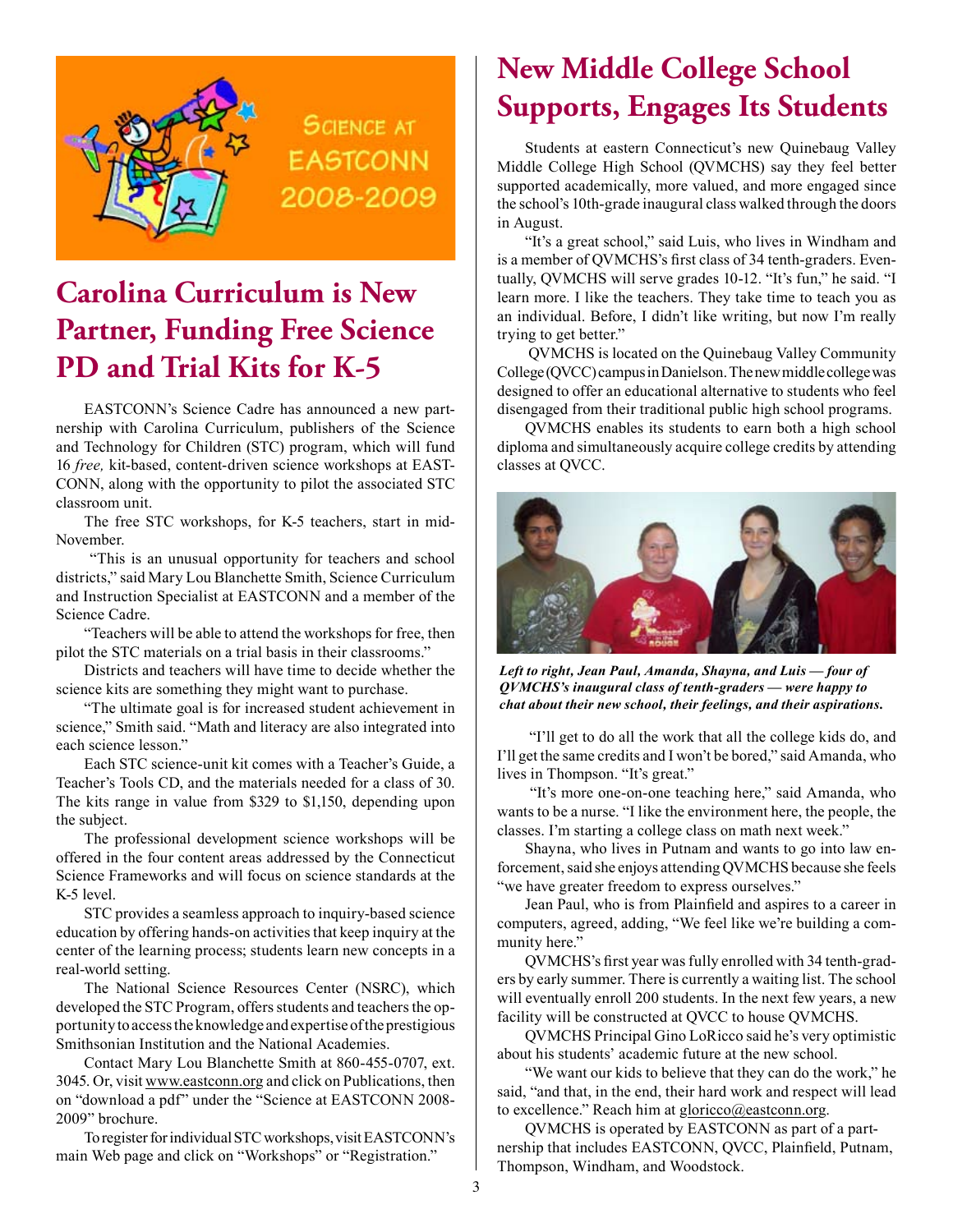SCIENCE AT EASTCONN 2008-2009

# Carolina Curriculum is New Partner, Funding Free Science PD and Trial Kits for K-5

EASTCONN's Science Cadre has announced a new partnership with Carolina Curriculum, publishers of the Science and Technology for Children (STC) program, which will fund 16 *free,* kit-based, content-driven science workshops at EASTCONN, along with the opportunity to pilot the associated STC classroom unit.

The free STC workshops, for K-5 teachers, start in mid-November.

"This is an unusual opportunity for teachers and school districts," said Mary Lou Blanchette Smith, Science Curriculum and Instruction Specialist at EASTCONN and a member of the Science Cadre.

"Teachers will be able to attend the workshops for free, then pilot the STC materials on a trial basis in their classrooms."

Districts and teachers will have time to decide whether the science kits are something they might want to purchase.

"The ultimate goal is for increased student achievement in science," Smith said. "Math and literacy are also integrated into each science lesson."

Each STC science-unit kit comes with a Teacher's Guide, a Teacher's Tools CD, and the materials needed for a class of 30. The kits range in value from $329 to $1,150, depending upon the subject.

The professional development science workshops will be offered in the four content areas addressed by the Connecticut Science Frameworks and will focus on science standards at the K-5 level.

STC provides a seamless approach to inquiry-based science education by offering hands-on activities that keep inquiry at the center of the learning process; students learn new concepts in a real-world setting.

The National Science Resources Center (NSRC), which developed the STC Program, offers students and teachers the opportunity to access the knowledge and expertise of the prestigious Smithsonian Institution and the National Academies.

Contact Mary Lou Blanchette Smith at 860-455-0707, ext. 3045. Or, visit www.eastconn.org and click on Publications, then on "download a pdf" under the "Science at EASTCONN 2008-2009" brochure.

To register for individual STC workshops, visit EASTCONN's main Web page and click on "Workshops" or "Registration."

# New Middle College School Supports, Engages Its Students

Students at eastern Connecticut's new Quinebaug Valley Middle College High School (QVMCHS) say they feel better supported academically, more valued, and more engaged since the school's 10th-grade inaugural class walked through the doors in August.

"It's a great school," said Luis, who lives in Windham and is a member of QVMCHS's first class of 34 tenth-graders. Eventually, QVMCHS will serve grades 10-12. "It's fun," he said. "I learn more. I like the teachers. They take time to teach you as an individual. Before, I didn't like writing, but now I'm really trying to get better."

QVMCHS is located on the Quinebaug Valley Community College (QVCC) campus in Danielson. The new middle college was designed to offer an educational alternative to students who feel disengaged from their traditional public high school programs.

QVMCHS enables its students to earn both a high school diploma and simultaneously acquire college credits by attending classes at QVCC.

***Left to right, Jean Paul, Amanda, Shayna, and Luis — four of QVMCHS's inaugural class of tenth-graders — were happy to chat about their new school, their feelings, and their aspirations.***

"I'll get to do all the work that all the college kids do, and I'll get the same credits and I won't be bored," said Amanda, who lives in Thompson. "It's great."

"It's more one-on-one teaching here," said Amanda, who wants to be a nurse. "I like the environment here, the people, the classes. I'm starting a college class on math next week."

Shayna, who lives in Putnam and wants to go into law enforcement, said she enjoys attending QVMCHS because she feels "we have greater freedom to express ourselves."

Jean Paul, who is from Plainfield and aspires to a career in computers, agreed, adding, "We feel like we're building a community here."

QVMCHS's first year was fully enrolled with 34 tenth-graders by early summer. There is currently a waiting list. The school will eventually enroll 200 students. In the next few years, a new facility will be constructed at QVCC to house QVMCHS.

QVMCHS Principal Gino LoRicco said he's very optimistic about his students' academic future at the new school.

"We want our kids to believe that they can do the work," he said, "and that, in the end, their hard work and respect will lead to excellence." Reach him at gloricco@eastconn.org.

QVMCHS is operated by EASTCONN as part of a partnership that includes EASTCONN, QVCC, Plainfield, Putnam, Thompson, Windham, and Woodstock.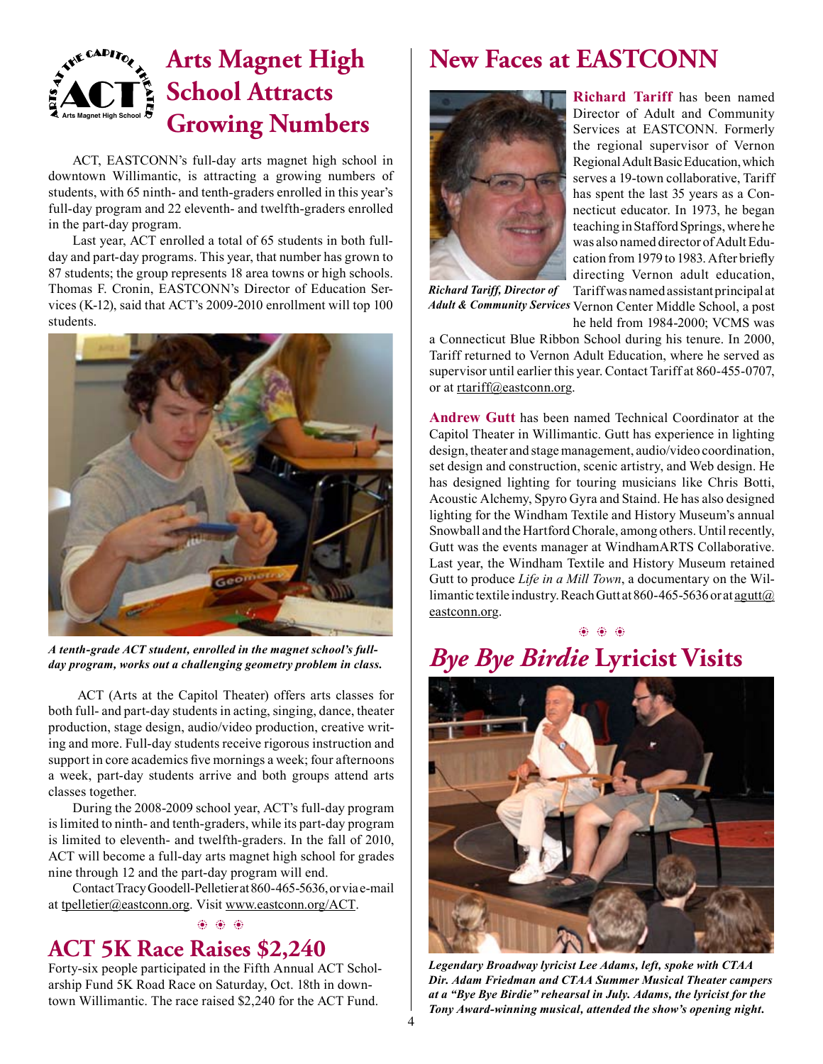# Arts Magnet High School Attracts Growing Numbers

ACT, EASTCONN's full-day arts magnet high school in downtown Willimantic, is attracting a growing numbers of students, with 65 ninth- and tenth-graders enrolled in this year's full-day program and 22 eleventh- and twelfth-graders enrolled in the part-day program.

Last year, ACT enrolled a total of 65 students in both full-day and part-day programs. This year, that number has grown to 87 students; the group represents 18 area towns or high schools. Thomas F. Cronin, EASTCONN's Director of Education Services (K-12), said that ACT's 2009-2010 enrollment will top 100 students.

***A tenth-grade ACT student, enrolled in the magnet school's full-day program, works out a challenging geometry problem in class.***

ACT (Arts at the Capitol Theater) offers arts classes for both full- and part-day students in acting, singing, dance, theater production, stage design, audio/video production, creative writing and more. Full-day students receive rigorous instruction and support in core academics five mornings a week; four afternoons a week, part-day students arrive and both groups attend arts classes together.

During the 2008-2009 school year, ACT's full-day program is limited to ninth- and tenth-graders, while its part-day program is limited to eleventh- and twelfth-graders. In the fall of 2010, ACT will become a full-day arts magnet high school for grades nine through 12 and the part-day program will end.

Contact Tracy Goodell-Pelletier at 860-465-5636, or via e-mail at tpelletier@eastconn.org. Visit www.eastconn.org/ACT.

# ACT 5K Race Raises $2,240

Forty-six people participated in the Fifth Annual ACT Scholarship Fund 5K Road Race on Saturday, Oct. 18th in downtown Willimantic. The race raised $2,240 for the ACT Fund.

# New Faces at EASTCONN

***Richard Tariff, Director of Adult & Community Services***

**Richard Tariff** has been named Director of Adult and Community Services at EASTCONN. Formerly the regional supervisor of Vernon Regional Adult Basic Education, which serves a 19-town collaborative, Tariff has spent the last 35 years as a Connecticut educator. In 1973, he began teaching in Stafford Springs, where he was also named director of Adult Education from 1979 to 1983. After briefly directing Vernon adult education, Tariff was named assistant principal at Vernon Center Middle School, a post he held from 1984-2000; VCMS was a Connecticut Blue Ribbon School during his tenure. In 2000, Tariff returned to Vernon Adult Education, where he served as supervisor until earlier this year. Contact Tariff at 860-455-0707, or at rtariff@eastconn.org.

**Andrew Gutt** has been named Technical Coordinator at the Capitol Theater in Willimantic. Gutt has experience in lighting design, theater and stage management, audio/video coordination, set design and construction, scenic artistry, and Web design. He has designed lighting for touring musicians like Chris Botti, Acoustic Alchemy, Spyro Gyra and Staind. He has also designed lighting for the Windham Textile and History Museum's annual Snowball and the Hartford Chorale, among others. Until recently, Gutt was the events manager at WindhamARTS Collaborative. Last year, the Windham Textile and History Museum retained Gutt to produce *Life in a Mill Town*, a documentary on the Willimantic textile industry. Reach Gutt at 860-465-5636 or at agutt@eastconn.org.

# *Bye Bye Birdie* Lyricist Visits

***Legendary Broadway lyricist Lee Adams, left, spoke with CTAA Dir. Adam Friedman and CTAA Summer Musical Theater campers at a "Bye Bye Birdie" rehearsal in July. Adams, the lyricist for the Tony Award-winning musical, attended the show's opening night.***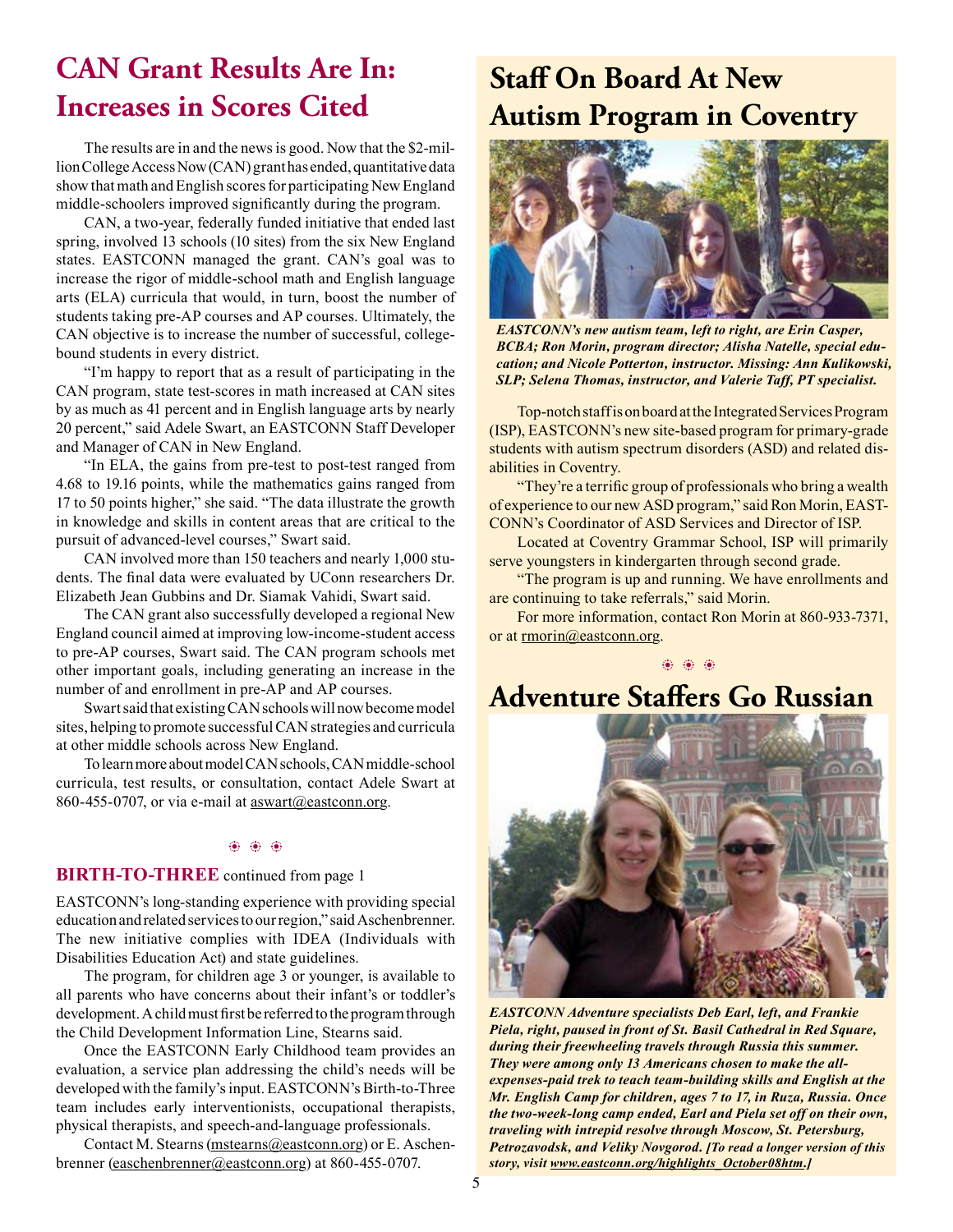# CAN Grant Results Are In: Increases in Scores Cited

The results are in and the news is good. Now that the $2-million College Access Now (CAN) grant has ended, quantitative data show that math and English scores for participating New England middle-schoolers improved significantly during the program.

CAN, a two-year, federally funded initiative that ended last spring, involved 13 schools (10 sites) from the six New England states. EASTCONN managed the grant. CAN's goal was to increase the rigor of middle-school math and English language arts (ELA) curricula that would, in turn, boost the number of students taking pre-AP courses and AP courses. Ultimately, the CAN objective is to increase the number of successful, college-bound students in every district.

"I'm happy to report that as a result of participating in the CAN program, state test-scores in math increased at CAN sites by as much as 41 percent and in English language arts by nearly 20 percent," said Adele Swart, an EASTCONN Staff Developer and Manager of CAN in New England.

"In ELA, the gains from pre-test to post-test ranged from 4.68 to 19.16 points, while the mathematics gains ranged from 17 to 50 points higher," she said. "The data illustrate the growth in knowledge and skills in content areas that are critical to the pursuit of advanced-level courses," Swart said.

CAN involved more than 150 teachers and nearly 1,000 students. The final data were evaluated by UConn researchers Dr. Elizabeth Jean Gubbins and Dr. Siamak Vahidi, Swart said.

The CAN grant also successfully developed a regional New England council aimed at improving low-income-student access to pre-AP courses, Swart said. The CAN program schools met other important goals, including generating an increase in the number of and enrollment in pre-AP and AP courses.

Swart said that existing CAN schools will now become model sites, helping to promote successful CAN strategies and curricula at other middle schools across New England.

To learn more about model CAN schools, CAN middle-school curricula, test results, or consultation, contact Adele Swart at 860-455-0707, or via e-mail at aswart@eastconn.org.

❋ ❋ ❋

**BIRTH-TO-THREE** continued from page 1

EASTCONN's long-standing experience with providing special education and related services to our region," said Aschenbrenner. The new initiative complies with IDEA (Individuals with Disabilities Education Act) and state guidelines.

The program, for children age 3 or younger, is available to all parents who have concerns about their infant's or toddler's development. A child must first be referred to the program through the Child Development Information Line, Stearns said.

Once the EASTCONN Early Childhood team provides an evaluation, a service plan addressing the child's needs will be developed with the family's input. EASTCONN's Birth-to-Three team includes early interventionists, occupational therapists, physical therapists, and speech-and-language professionals.

Contact M. Stearns (mstearns@eastconn.org) or E. Aschenbrenner (easchenbrenner@eastconn.org) at 860-455-0707.

# Staff On Board At New Autism Program in Coventry

*EASTCONN's new autism team, left to right, are Erin Casper, BCBA; Ron Morin, program director; Alisha Natelle, special education; and Nicole Potterton, instructor. Missing: Ann Kulikowski, SLP; Selena Thomas, instructor, and Valerie Taff, PT specialist.*

Top-notch staff is on board at the Integrated Services Program (ISP), EASTCONN's new site-based program for primary-grade students with autism spectrum disorders (ASD) and related disabilities in Coventry.

"They're a terrific group of professionals who bring a wealth of experience to our new ASD program," said Ron Morin, EASTCONN's Coordinator of ASD Services and Director of ISP.

Located at Coventry Grammar School, ISP will primarily serve youngsters in kindergarten through second grade.

"The program is up and running. We have enrollments and are continuing to take referrals," said Morin.

For more information, contact Ron Morin at 860-933-7371, or at rmorin@eastconn.org.

❋ ❋ ❋

# Adventure Staffers Go Russian

*EASTCONN Adventure specialists Deb Earl, left, and Frankie Piela, right, paused in front of St. Basil Cathedral in Red Square, during their freewheeling travels through Russia this summer. They were among only 13 Americans chosen to make the all-expenses-paid trek to teach team-building skills and English at the Mr. English Camp for children, ages 7 to 17, in Ruza, Russia. Once the two-week-long camp ended, Earl and Piela set off on their own, traveling with intrepid resolve through Moscow, St. Petersburg, Petrozavodsk, and Veliky Novgorod. [To read a longer version of this story, visit www.eastconn.org/highlights_October08htm.]*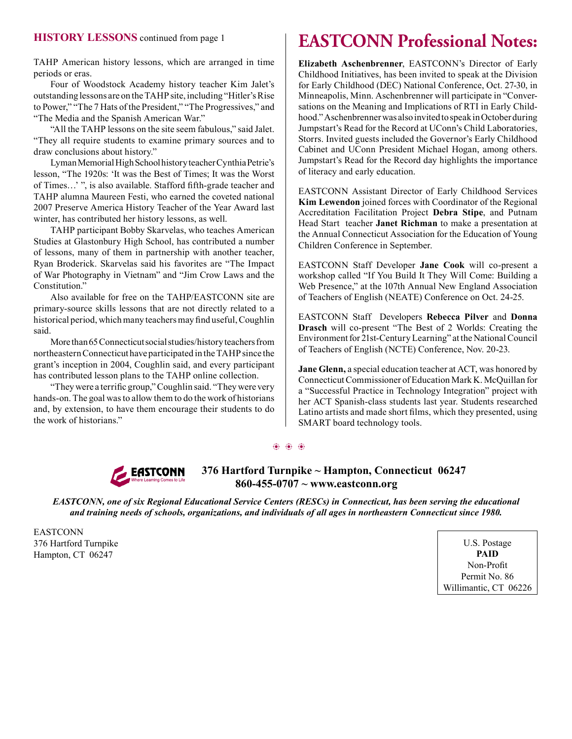**HISTORY LESSONS** continued from page 1

TAHP American history lessons, which are arranged in time periods or eras.

Four of Woodstock Academy history teacher Kim Jalet's outstanding lessons are on the TAHP site, including "Hitler's Rise to Power," "The 7 Hats of the President," "The Progressives," and "The Media and the Spanish American War."

"All the TAHP lessons on the site seem fabulous," said Jalet. "They all require students to examine primary sources and to draw conclusions about history."

Lyman Memorial High School history teacher Cynthia Petrie's lesson, "The 1920s: 'It was the Best of Times; It was the Worst of Times…' ", is also available. Stafford fifth-grade teacher and TAHP alumna Maureen Festi, who earned the coveted national 2007 Preserve America History Teacher of the Year Award last winter, has contributed her history lessons, as well.

TAHP participant Bobby Skarvelas, who teaches American Studies at Glastonbury High School, has contributed a number of lessons, many of them in partnership with another teacher, Ryan Broderick. Skarvelas said his favorites are "The Impact of War Photography in Vietnam" and "Jim Crow Laws and the Constitution."

Also available for free on the TAHP/EASTCONN site are primary-source skills lessons that are not directly related to a historical period, which many teachers may find useful, Coughlin said.

More than 65 Connecticut social studies/history teachers from northeastern Connecticut have participated in the TAHP since the grant's inception in 2004, Coughlin said, and every participant has contributed lesson plans to the TAHP online collection.

"They were a terrific group," Coughlin said. "They were very hands-on. The goal was to allow them to do the work of historians and, by extension, to have them encourage their students to do the work of historians."

# EASTCONN Professional Notes:

**Elizabeth Aschenbrenner**, EASTCONN's Director of Early Childhood Initiatives, has been invited to speak at the Division for Early Childhood (DEC) National Conference, Oct. 27-30, in Minneapolis, Minn. Aschenbrenner will participate in "Conversations on the Meaning and Implications of RTI in Early Childhood." Aschenbrenner was also invited to speak in October during Jumpstart's Read for the Record at UConn's Child Laboratories, Storrs. Invited guests included the Governor's Early Childhood Cabinet and UConn President Michael Hogan, among others. Jumpstart's Read for the Record day highlights the importance of literacy and early education.

EASTCONN Assistant Director of Early Childhood Services **Kim Lewendon** joined forces with Coordinator of the Regional Accreditation Facilitation Project **Debra Stipe**, and Putnam Head Start teacher **Janet Richman** to make a presentation at the Annual Connecticut Association for the Education of Young Children Conference in September.

EASTCONN Staff Developer **Jane Cook** will co-present a workshop called "If You Build It They Will Come: Building a Web Presence," at the 107th Annual New England Association of Teachers of English (NEATE) Conference on Oct. 24-25.

EASTCONN Staff Developers **Rebecca Pilver** and **Donna Drasch** will co-present "The Best of 2 Worlds: Creating the Environment for 21st-Century Learning" at the National Council of Teachers of English (NCTE) Conference, Nov. 20-23.

**Jane Glenn,** a special education teacher at ACT, was honored by Connecticut Commissioner of Education Mark K. McQuillan for a "Successful Practice in Technology Integration" project with her ACT Spanish-class students last year. Students researched Latino artists and made short films, which they presented, using SMART board technology tools.

EASTCONN Where Learning Comes to Life

**376 Hartford Turnpike ~ Hampton, Connecticut 06247**
**860-455-0707 ~ www.eastconn.org**

***EASTCONN, one of six Regional Educational Service Centers (RESCs) in Connecticut, has been serving the educational and training needs of schools, organizations, and individuals of all ages in northeastern Connecticut since 1980.***

EASTCONN
376 Hartford Turnpike
Hampton, CT 06247

U.S. Postage
**PAID**
Non-Profit
Permit No. 86
Willimantic, CT 06226